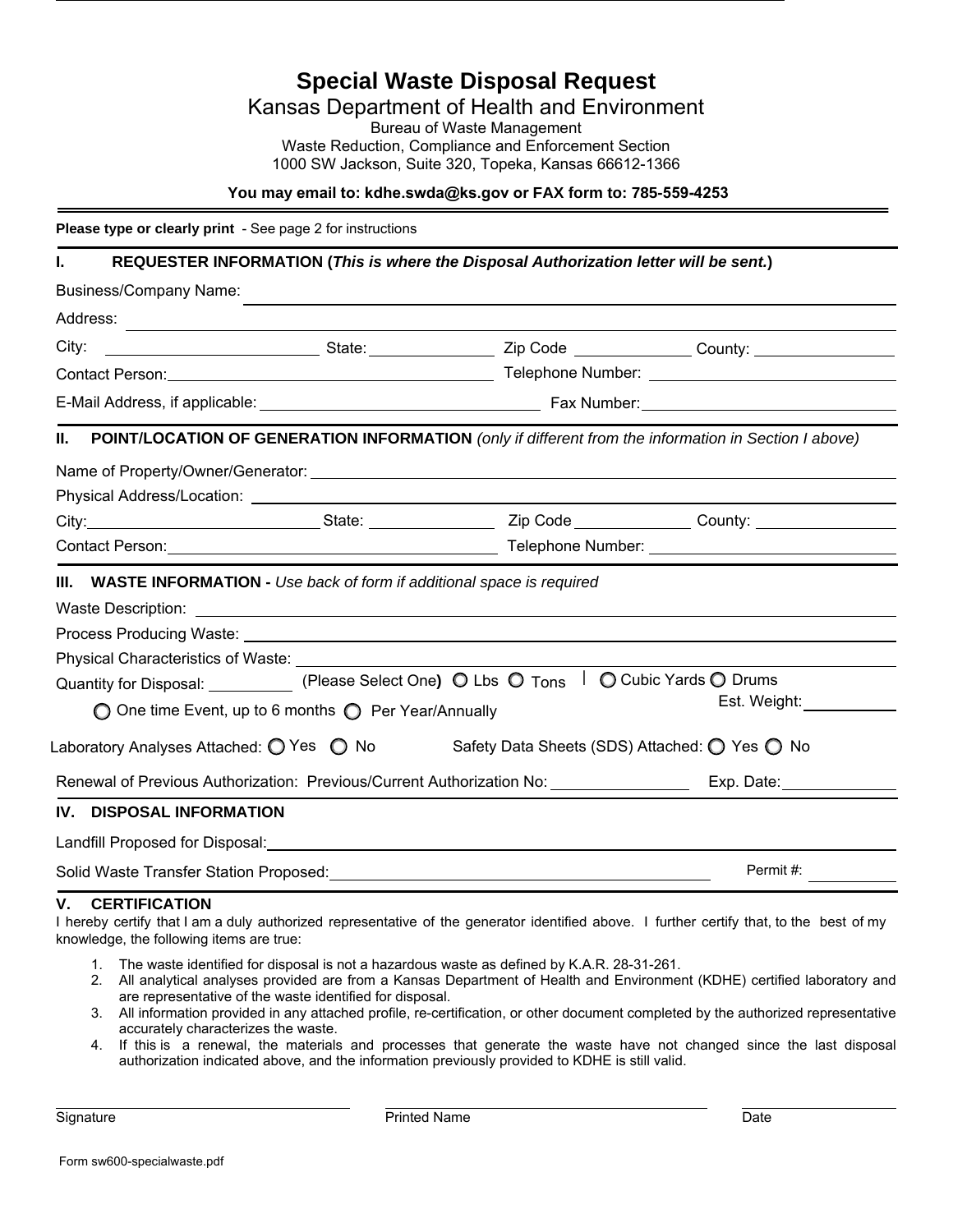# Special Waste Disposal Request

## Kansas Department of Health and Environment

Bureau of Waste Management
Waste Reduction, Compliance and Enforcement Section
1000 SW Jackson, Suite 320, Topeka, Kansas 66612-1366

**You may email to: kdhe.swda@ks.gov or FAX form to: 785-559-4253**

**Please type or clearly print** - See page 2 for instructions

### I. REQUESTER INFORMATION (*This is where the Disposal Authorization letter will be sent.*)

Business/Company Name: ____________________

Address: ____________________

City: __________ State: __________ Zip Code __________ County: __________

Contact Person: __________ Telephone Number: __________

E-Mail Address, if applicable: __________ Fax Number: __________

### II. POINT/LOCATION OF GENERATION INFORMATION *(only if different from the information in Section I above)*

Name of Property/Owner/Generator: ____________________

Physical Address/Location: ____________________

City: __________ State: __________ Zip Code __________ County: __________

Contact Person: __________ Telephone Number: __________

### III. WASTE INFORMATION - *Use back of form if additional space is required*

Waste Description: ____________________

Process Producing Waste: ____________________

Physical Characteristics of Waste: ____________________

Quantity for Disposal: __________ (Please Select One) ○ Lbs ○ Tons | ○ Cubic Yards ○ Drums

○ One time Event, up to 6 months ○ Per Year/Annually Est. Weight: __________

Laboratory Analyses Attached: ○ Yes ○ No Safety Data Sheets (SDS) Attached: ○ Yes ○ No

Renewal of Previous Authorization: Previous/Current Authorization No: __________ Exp. Date: __________

### IV. DISPOSAL INFORMATION

Landfill Proposed for Disposal: ____________________

Solid Waste Transfer Station Proposed: ____________________ Permit #: __________

### V. CERTIFICATION

I hereby certify that I am a duly authorized representative of the generator identified above. I further certify that, to the best of my knowledge, the following items are true:

1. The waste identified for disposal is not a hazardous waste as defined by K.A.R. 28-31-261.
2. All analytical analyses provided are from a Kansas Department of Health and Environment (KDHE) certified laboratory and are representative of the waste identified for disposal.
3. All information provided in any attached profile, re-certification, or other document completed by the authorized representative accurately characterizes the waste.
4. If this is a renewal, the materials and processes that generate the waste have not changed since the last disposal authorization indicated above, and the information previously provided to KDHE is still valid.

__________ __________ __________

Signature Printed Name Date

Form sw600-specialwaste.pdf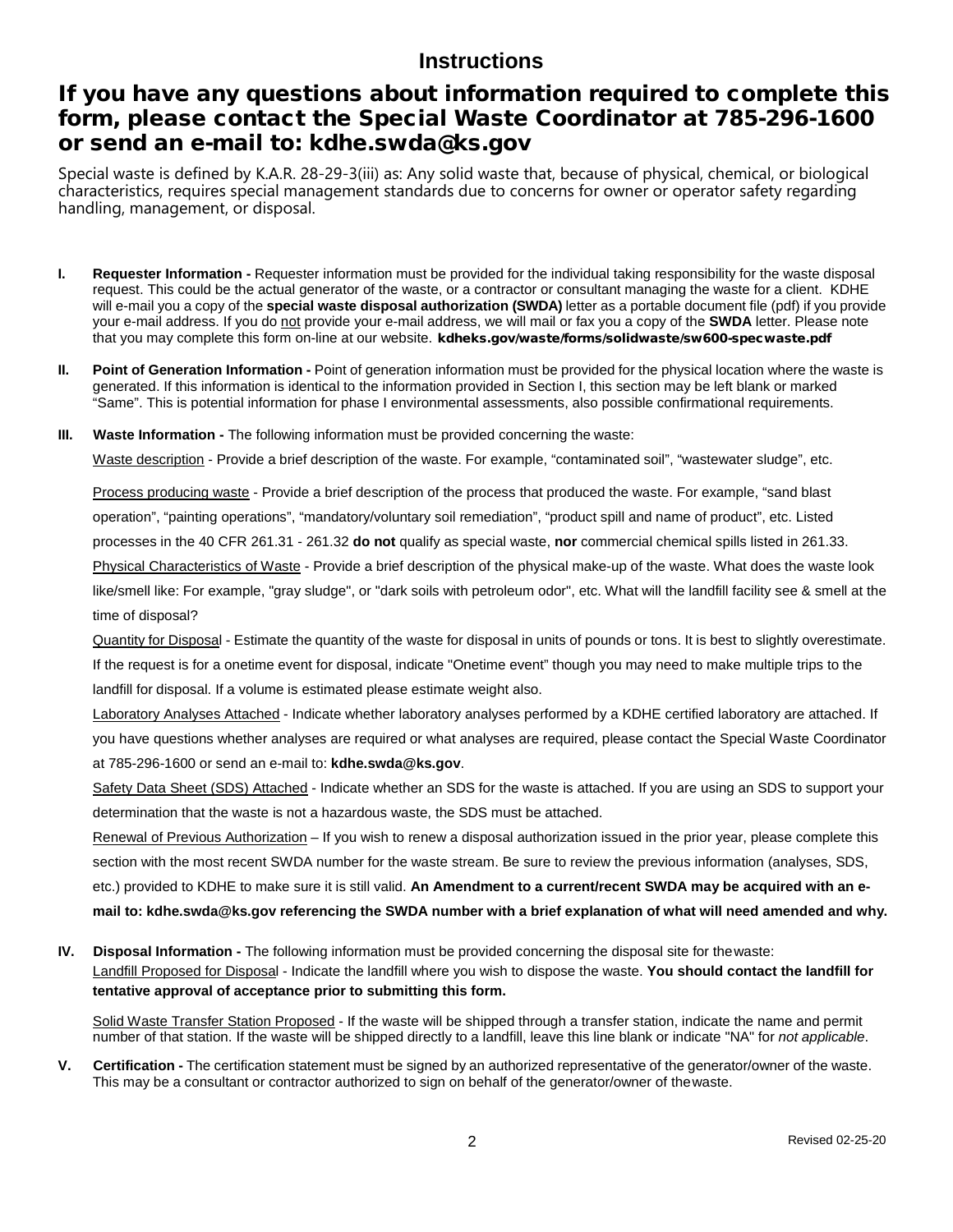# Instructions

## If you have any questions about information required to complete this form, please contact the Special Waste Coordinator at 785-296-1600 or send an e-mail to: kdhe.swda@ks.gov

Special waste is defined by K.A.R. 28-29-3(iii) as: Any solid waste that, because of physical, chemical, or biological characteristics, requires special management standards due to concerns for owner or operator safety regarding handling, management, or disposal.

**I. Requester Information -** Requester information must be provided for the individual taking responsibility for the waste disposal request. This could be the actual generator of the waste, or a contractor or consultant managing the waste for a client. KDHE will e-mail you a copy of the **special waste disposal authorization (SWDA)** letter as a portable document file (pdf) if you provide your e-mail address. If you do not provide your e-mail address, we will mail or fax you a copy of the **SWDA** letter. Please note that you may complete this form on-line at our website. **kdheks.gov/waste/forms/solidwaste/sw600-specwaste.pdf**

**II. Point of Generation Information -** Point of generation information must be provided for the physical location where the waste is generated. If this information is identical to the information provided in Section I, this section may be left blank or marked "Same". This is potential information for phase I environmental assessments, also possible confirmational requirements.

**III. Waste Information -** The following information must be provided concerning the waste:

Waste description - Provide a brief description of the waste. For example, "contaminated soil", "wastewater sludge", etc.

Process producing waste - Provide a brief description of the process that produced the waste. For example, "sand blast operation", "painting operations", "mandatory/voluntary soil remediation", "product spill and name of product", etc. Listed processes in the 40 CFR 261.31 - 261.32 **do not** qualify as special waste, **nor** commercial chemical spills listed in 261.33.

Physical Characteristics of Waste - Provide a brief description of the physical make-up of the waste. What does the waste look like/smell like: For example, "gray sludge", or "dark soils with petroleum odor", etc. What will the landfill facility see & smell at the time of disposal?

Quantity for Disposal - Estimate the quantity of the waste for disposal in units of pounds or tons. It is best to slightly overestimate. If the request is for a onetime event for disposal, indicate "Onetime event" though you may need to make multiple trips to the landfill for disposal. If a volume is estimated please estimate weight also.

Laboratory Analyses Attached - Indicate whether laboratory analyses performed by a KDHE certified laboratory are attached. If you have questions whether analyses are required or what analyses are required, please contact the Special Waste Coordinator at 785-296-1600 or send an e-mail to: **kdhe.swda@ks.gov**.

Safety Data Sheet (SDS) Attached - Indicate whether an SDS for the waste is attached. If you are using an SDS to support your determination that the waste is not a hazardous waste, the SDS must be attached.

Renewal of Previous Authorization – If you wish to renew a disposal authorization issued in the prior year, please complete this section with the most recent SWDA number for the waste stream. Be sure to review the previous information (analyses, SDS, etc.) provided to KDHE to make sure it is still valid. **An Amendment to a current/recent SWDA may be acquired with an e-mail to: kdhe.swda@ks.gov referencing the SWDA number with a brief explanation of what will need amended and why.**

**IV. Disposal Information -** The following information must be provided concerning the disposal site for the waste:

Landfill Proposed for Disposal - Indicate the landfill where you wish to dispose the waste. **You should contact the landfill for tentative approval of acceptance prior to submitting this form.**

Solid Waste Transfer Station Proposed - If the waste will be shipped through a transfer station, indicate the name and permit number of that station. If the waste will be shipped directly to a landfill, leave this line blank or indicate "NA" for *not applicable*.

**V. Certification -** The certification statement must be signed by an authorized representative of the generator/owner of the waste. This may be a consultant or contractor authorized to sign on behalf of the generator/owner of the waste.

Revised 02-25-20